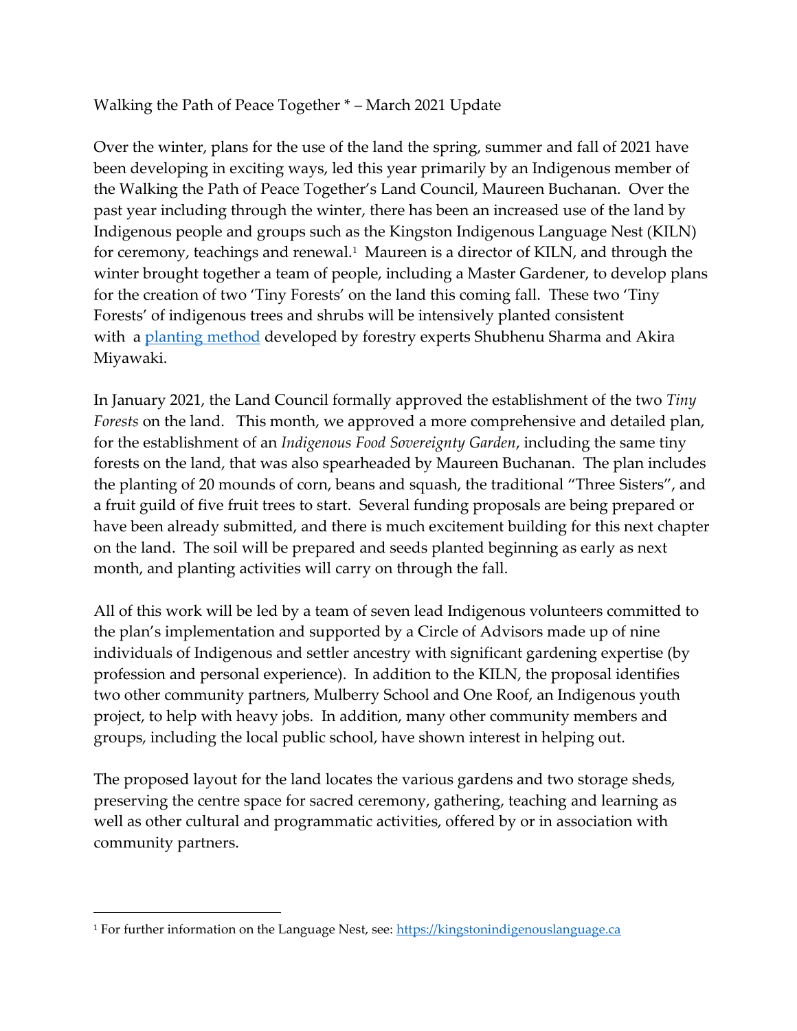Walking the Path of Peace Together * – March 2021 Update

Over the winter, plans for the use of the land the spring, summer and fall of 2021 have been developing in exciting ways, led this year primarily by an Indigenous member of the Walking the Path of Peace Together's Land Council, Maureen Buchanan. Over the past year including through the winter, there has been an increased use of the land by Indigenous people and groups such as the Kingston Indigenous Language Nest (KILN) for ceremony, teachings and renewal.[1] Maureen is a director of KILN, and through the winter brought together a team of people, including a Master Gardener, to develop plans for the creation of two 'Tiny Forests' on the land this coming fall. These two 'Tiny Forests' of indigenous trees and shrubs will be intensively planted consistent with a [planting method]() developed by forestry experts Shubhenu Sharma and Akira Miyawaki.

In January 2021, the Land Council formally approved the establishment of the two *Tiny Forests* on the land. This month, we approved a more comprehensive and detailed plan, for the establishment of an *Indigenous Food Sovereignty Garden*, including the same tiny forests on the land, that was also spearheaded by Maureen Buchanan. The plan includes the planting of 20 mounds of corn, beans and squash, the traditional "Three Sisters", and a fruit guild of five fruit trees to start. Several funding proposals are being prepared or have been already submitted, and there is much excitement building for this next chapter on the land. The soil will be prepared and seeds planted beginning as early as next month, and planting activities will carry on through the fall.

All of this work will be led by a team of seven lead Indigenous volunteers committed to the plan's implementation and supported by a Circle of Advisors made up of nine individuals of Indigenous and settler ancestry with significant gardening expertise (by profession and personal experience). In addition to the KILN, the proposal identifies two other community partners, Mulberry School and One Roof, an Indigenous youth project, to help with heavy jobs. In addition, many other community members and groups, including the local public school, have shown interest in helping out.

The proposed layout for the land locates the various gardens and two storage sheds, preserving the centre space for sacred ceremony, gathering, teaching and learning as well as other cultural and programmatic activities, offered by or in association with community partners.

---

[1] For further information on the Language Nest, see: https://kingstonindigenouslanguage.ca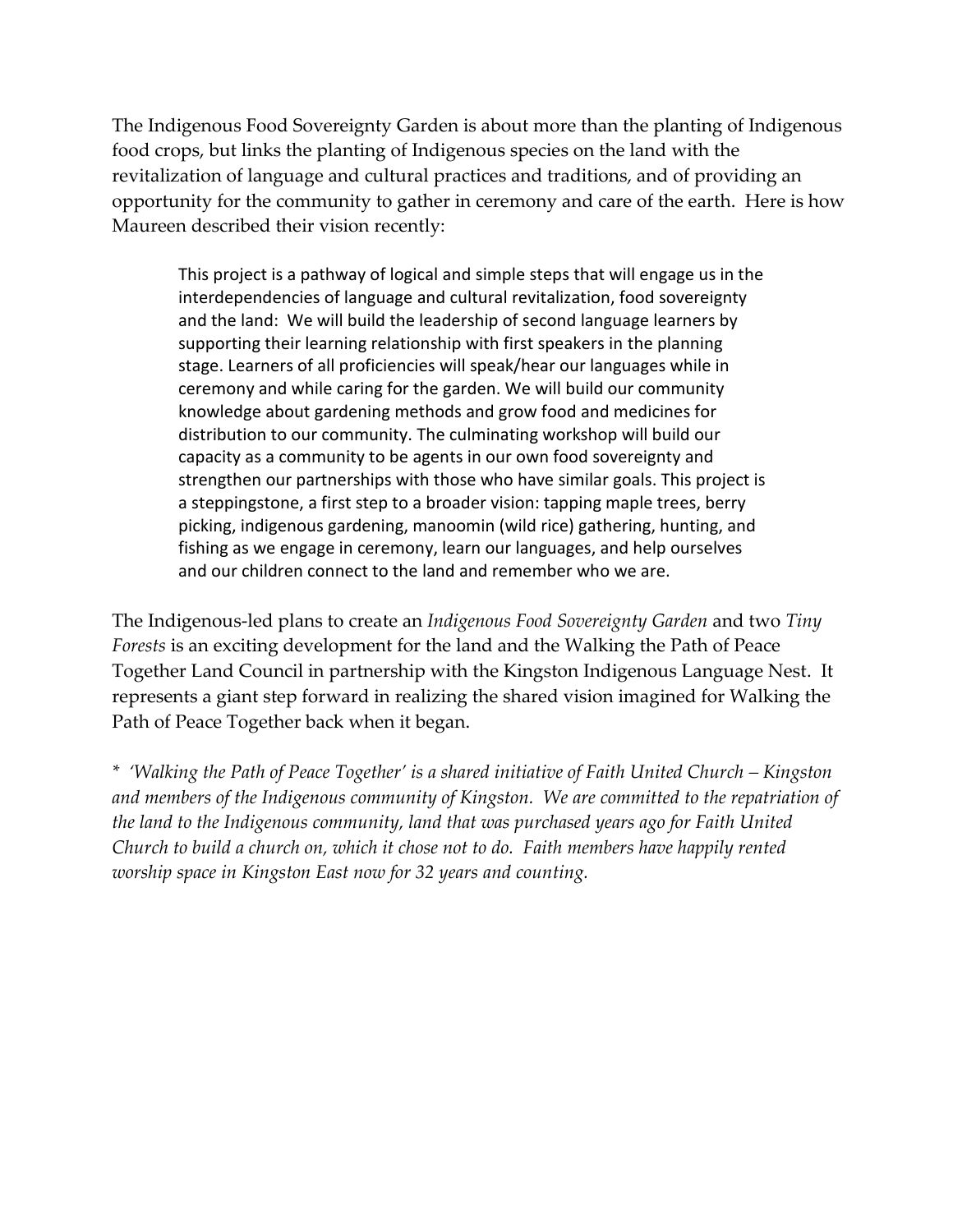The Indigenous Food Sovereignty Garden is about more than the planting of Indigenous food crops, but links the planting of Indigenous species on the land with the revitalization of language and cultural practices and traditions, and of providing an opportunity for the community to gather in ceremony and care of the earth. Here is how Maureen described their vision recently:

> This project is a pathway of logical and simple steps that will engage us in the interdependencies of language and cultural revitalization, food sovereignty and the land: We will build the leadership of second language learners by supporting their learning relationship with first speakers in the planning stage. Learners of all proficiencies will speak/hear our languages while in ceremony and while caring for the garden. We will build our community knowledge about gardening methods and grow food and medicines for distribution to our community. The culminating workshop will build our capacity as a community to be agents in our own food sovereignty and strengthen our partnerships with those who have similar goals. This project is a steppingstone, a first step to a broader vision: tapping maple trees, berry picking, indigenous gardening, manoomin (wild rice) gathering, hunting, and fishing as we engage in ceremony, learn our languages, and help ourselves and our children connect to the land and remember who we are.

The Indigenous-led plans to create an *Indigenous Food Sovereignty Garden* and two *Tiny Forests* is an exciting development for the land and the Walking the Path of Peace Together Land Council in partnership with the Kingston Indigenous Language Nest. It represents a giant step forward in realizing the shared vision imagined for Walking the Path of Peace Together back when it began.

*\* 'Walking the Path of Peace Together' is a shared initiative of Faith United Church – Kingston and members of the Indigenous community of Kingston. We are committed to the repatriation of the land to the Indigenous community, land that was purchased years ago for Faith United Church to build a church on, which it chose not to do. Faith members have happily rented worship space in Kingston East now for 32 years and counting.*